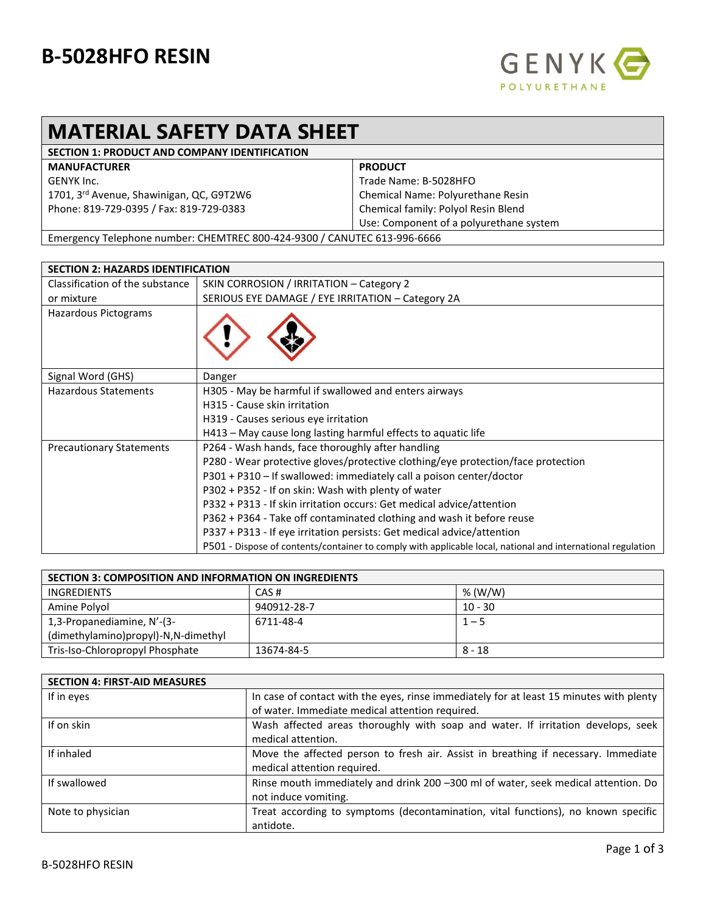# B-5028HFO RESIN

GENYK POLYURETHANE

# MATERIAL SAFETY DATA SHEET

## SECTION 1: PRODUCT AND COMPANY IDENTIFICATION

| MANUFACTURER | PRODUCT |
|---|---|
| GENYK Inc. | Trade Name: B-5028HFO |
| 1701, 3rd Avenue, Shawinigan, QC, G9T2W6 | Chemical Name: Polyurethane Resin |
| Phone: 819-729-0395 / Fax: 819-729-0383 | Chemical family: Polyol Resin Blend |
| | Use: Component of a polyurethane system |

Emergency Telephone number: CHEMTREC 800-424-9300 / CANUTEC 613-996-6666

## SECTION 2: HAZARDS IDENTIFICATION

| | |
|---|---|
| Classification of the substance or mixture | SKIN CORROSION / IRRITATION – Category 2<br>SERIOUS EYE DAMAGE / EYE IRRITATION – Category 2A |
| Hazardous Pictograms | |
| Signal Word (GHS) | Danger |
| Hazardous Statements | H305 - May be harmful if swallowed and enters airways<br>H315 - Cause skin irritation<br>H319 - Causes serious eye irritation<br>H413 – May cause long lasting harmful effects to aquatic life |
| Precautionary Statements | P264 - Wash hands, face thoroughly after handling<br>P280 - Wear protective gloves/protective clothing/eye protection/face protection<br>P301 + P310 – If swallowed: immediately call a poison center/doctor<br>P302 + P352 - If on skin: Wash with plenty of water<br>P332 + P313 - If skin irritation occurs: Get medical advice/attention<br>P362 + P364 - Take off contaminated clothing and wash it before reuse<br>P337 + P313 - If eye irritation persists: Get medical advice/attention<br>P501 - Dispose of contents/container to comply with applicable local, national and international regulation |

## SECTION 3: COMPOSITION AND INFORMATION ON INGREDIENTS

| INGREDIENTS | CAS # | % (W/W) |
|---|---|---|
| Amine Polyol | 940912-28-7 | 10 - 30 |
| 1,3-Propanediamine, N'-(3-(dimethylamino)propyl)-N,N-dimethyl | 6711-48-4 | 1 – 5 |
| Tris-Iso-Chloropropyl Phosphate | 13674-84-5 | 8 - 18 |

## SECTION 4: FIRST-AID MEASURES

| | |
|---|---|
| If in eyes | In case of contact with the eyes, rinse immediately for at least 15 minutes with plenty of water. Immediate medical attention required. |
| If on skin | Wash affected areas thoroughly with soap and water. If irritation develops, seek medical attention. |
| If inhaled | Move the affected person to fresh air. Assist in breathing if necessary. Immediate medical attention required. |
| If swallowed | Rinse mouth immediately and drink 200 –300 ml of water, seek medical attention. Do not induce vomiting. |
| Note to physician | Treat according to symptoms (decontamination, vital functions), no known specific antidote. |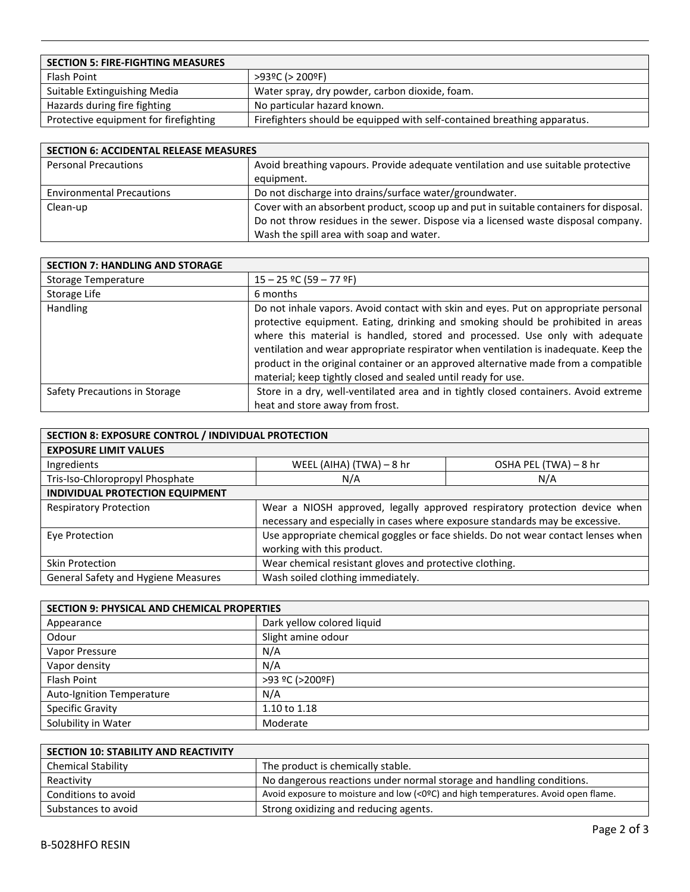| SECTION 5: FIRE-FIGHTING MEASURES | |
|---|---|
| Flash Point | >93ºC (> 200ºF) |
| Suitable Extinguishing Media | Water spray, dry powder, carbon dioxide, foam. |
| Hazards during fire fighting | No particular hazard known. |
| Protective equipment for firefighting | Firefighters should be equipped with self-contained breathing apparatus. |

| SECTION 6: ACCIDENTAL RELEASE MEASURES | |
|---|---|
| Personal Precautions | Avoid breathing vapours. Provide adequate ventilation and use suitable protective equipment. |
| Environmental Precautions | Do not discharge into drains/surface water/groundwater. |
| Clean-up | Cover with an absorbent product, scoop up and put in suitable containers for disposal. Do not throw residues in the sewer. Dispose via a licensed waste disposal company. Wash the spill area with soap and water. |

| SECTION 7: HANDLING AND STORAGE | |
|---|---|
| Storage Temperature | 15 – 25 ºC (59 – 77 ºF) |
| Storage Life | 6 months |
| Handling | Do not inhale vapors. Avoid contact with skin and eyes. Put on appropriate personal protective equipment. Eating, drinking and smoking should be prohibited in areas where this material is handled, stored and processed. Use only with adequate ventilation and wear appropriate respirator when ventilation is inadequate. Keep the product in the original container or an approved alternative made from a compatible material; keep tightly closed and sealed until ready for use. |
| Safety Precautions in Storage | Store in a dry, well-ventilated area and in tightly closed containers. Avoid extreme heat and store away from frost. |

| SECTION 8: EXPOSURE CONTROL / INDIVIDUAL PROTECTION | | |
|---|---|---|
| **EXPOSURE LIMIT VALUES** | | |
| Ingredients | WEEL (AIHA) (TWA) – 8 hr | OSHA PEL (TWA) – 8 hr |
| Tris-Iso-Chloropropyl Phosphate | N/A | N/A |
| **INDIVIDUAL PROTECTION EQUIPMENT** | | |
| Respiratory Protection | Wear a NIOSH approved, legally approved respiratory protection device when necessary and especially in cases where exposure standards may be excessive. | |
| Eye Protection | Use appropriate chemical goggles or face shields. Do not wear contact lenses when working with this product. | |
| Skin Protection | Wear chemical resistant gloves and protective clothing. | |
| General Safety and Hygiene Measures | Wash soiled clothing immediately. | |

| SECTION 9: PHYSICAL AND CHEMICAL PROPERTIES | |
|---|---|
| Appearance | Dark yellow colored liquid |
| Odour | Slight amine odour |
| Vapor Pressure | N/A |
| Vapor density | N/A |
| Flash Point | >93 ºC (>200ºF) |
| Auto-Ignition Temperature | N/A |
| Specific Gravity | 1.10 to 1.18 |
| Solubility in Water | Moderate |

| SECTION 10: STABILITY AND REACTIVITY | |
|---|---|
| Chemical Stability | The product is chemically stable. |
| Reactivity | No dangerous reactions under normal storage and handling conditions. |
| Conditions to avoid | Avoid exposure to moisture and low (<0ºC) and high temperatures. Avoid open flame. |
| Substances to avoid | Strong oxidizing and reducing agents. |

B-5028HFO RESIN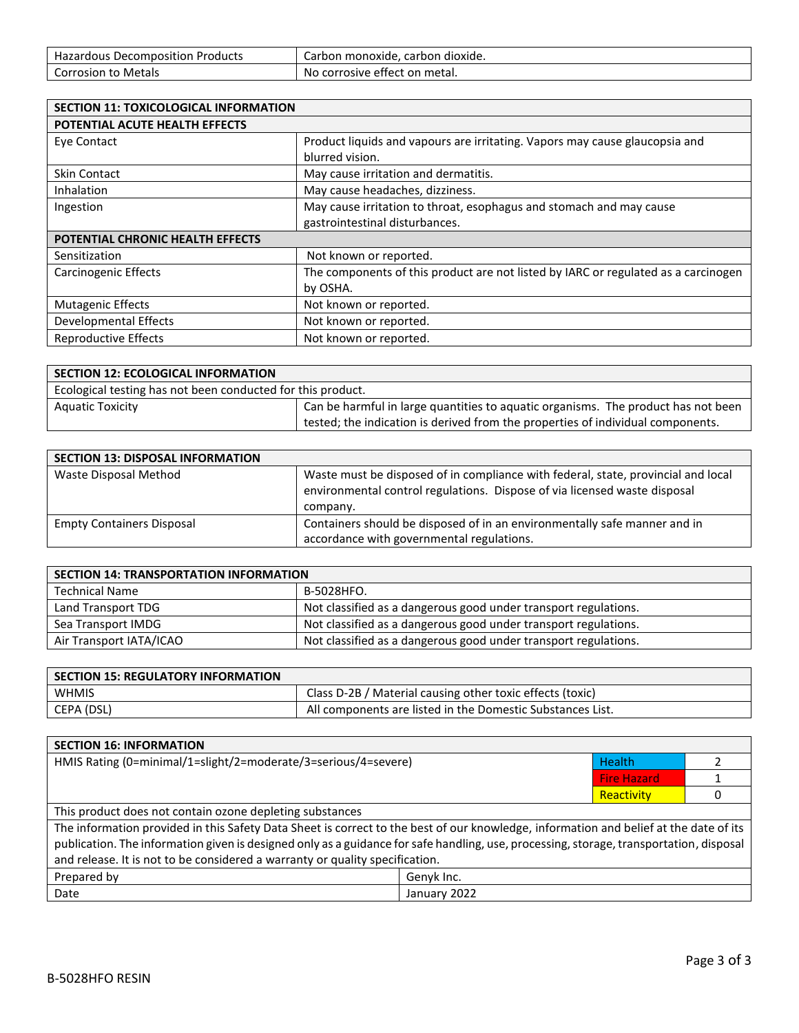| | |
|---|---|
| Hazardous Decomposition Products | Carbon monoxide, carbon dioxide. |
| Corrosion to Metals | No corrosive effect on metal. |

| SECTION 11: TOXICOLOGICAL INFORMATION | |
|---|---|
| **POTENTIAL ACUTE HEALTH EFFECTS** | |
| Eye Contact | Product liquids and vapours are irritating. Vapors may cause glaucopsia and blurred vision. |
| Skin Contact | May cause irritation and dermatitis. |
| Inhalation | May cause headaches, dizziness. |
| Ingestion | May cause irritation to throat, esophagus and stomach and may cause gastrointestinal disturbances. |
| **POTENTIAL CHRONIC HEALTH EFFECTS** | |
| Sensitization | Not known or reported. |
| Carcinogenic Effects | The components of this product are not listed by IARC or regulated as a carcinogen by OSHA. |
| Mutagenic Effects | Not known or reported. |
| Developmental Effects | Not known or reported. |
| Reproductive Effects | Not known or reported. |

| SECTION 12: ECOLOGICAL INFORMATION | |
|---|---|
| Ecological testing has not been conducted for this product. | |
| Aquatic Toxicity | Can be harmful in large quantities to aquatic organisms. The product has not been tested; the indication is derived from the properties of individual components. |

| SECTION 13: DISPOSAL INFORMATION | |
|---|---|
| Waste Disposal Method | Waste must be disposed of in compliance with federal, state, provincial and local environmental control regulations. Dispose of via licensed waste disposal company. |
| Empty Containers Disposal | Containers should be disposed of in an environmentally safe manner and in accordance with governmental regulations. |

| SECTION 14: TRANSPORTATION INFORMATION | |
|---|---|
| Technical Name | B-5028HFO. |
| Land Transport TDG | Not classified as a dangerous good under transport regulations. |
| Sea Transport IMDG | Not classified as a dangerous good under transport regulations. |
| Air Transport IATA/ICAO | Not classified as a dangerous good under transport regulations. |

| SECTION 15: REGULATORY INFORMATION | |
|---|---|
| WHMIS | Class D-2B / Material causing other toxic effects (toxic) |
| CEPA (DSL) | All components are listed in the Domestic Substances List. |

| SECTION 16: INFORMATION | | |
|---|---|---|
| HMIS Rating (0=minimal/1=slight/2=moderate/3=serious/4=severe) | Health | 2 |
| | Fire Hazard | 1 |
| | Reactivity | 0 |
| This product does not contain ozone depleting substances | | |
| The information provided in this Safety Data Sheet is correct to the best of our knowledge, information and belief at the date of its publication. The information given is designed only as a guidance for safe handling, use, processing, storage, transportation, disposal and release. It is not to be considered a warranty or quality specification. | | |
| Prepared by | Genyk Inc. | |
| Date | January 2022 | |

B-5028HFO RESIN